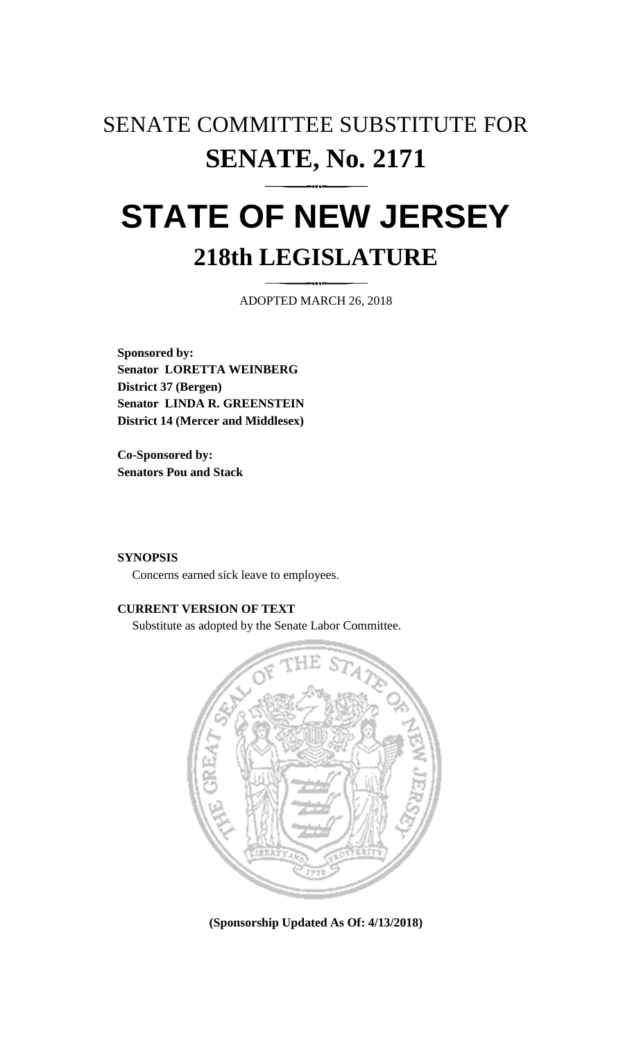# SENATE COMMITTEE SUBSTITUTE FOR
# SENATE, No. 2171

# STATE OF NEW JERSEY
## 218th LEGISLATURE

ADOPTED MARCH 26, 2018

**Sponsored by:**
**Senator LORETTA WEINBERG**
**District 37 (Bergen)**
**Senator LINDA R. GREENSTEIN**
**District 14 (Mercer and Middlesex)**

**Co-Sponsored by:**
**Senators Pou and Stack**

**SYNOPSIS**

Concerns earned sick leave to employees.

**CURRENT VERSION OF TEXT**

Substitute as adopted by the Senate Labor Committee.

**(Sponsorship Updated As Of: 4/13/2018)**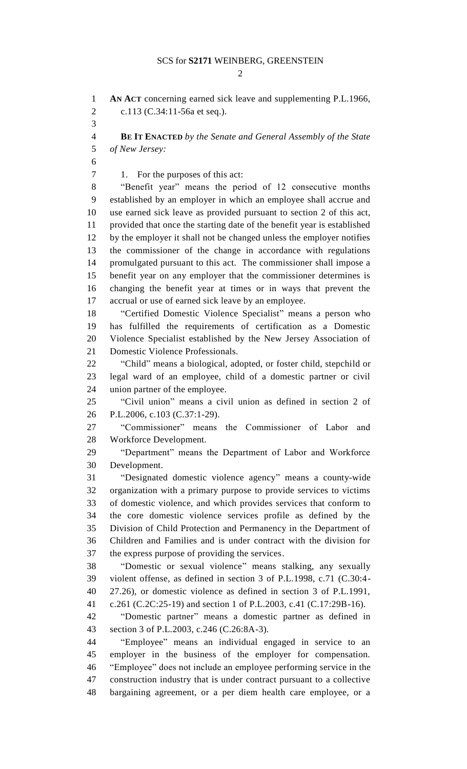**AN ACT** concerning earned sick leave and supplementing P.L.1966, c.113 (C.34:11-56a et seq.).

**BE IT ENACTED** *by the Senate and General Assembly of the State of New Jersey:*

1. For the purposes of this act:

"Benefit year" means the period of 12 consecutive months established by an employer in which an employee shall accrue and use earned sick leave as provided pursuant to section 2 of this act, provided that once the starting date of the benefit year is established by the employer it shall not be changed unless the employer notifies the commissioner of the change in accordance with regulations promulgated pursuant to this act. The commissioner shall impose a benefit year on any employer that the commissioner determines is changing the benefit year at times or in ways that prevent the accrual or use of earned sick leave by an employee.

"Certified Domestic Violence Specialist" means a person who has fulfilled the requirements of certification as a Domestic Violence Specialist established by the New Jersey Association of Domestic Violence Professionals.

"Child" means a biological, adopted, or foster child, stepchild or legal ward of an employee, child of a domestic partner or civil union partner of the employee.

"Civil union" means a civil union as defined in section 2 of P.L.2006, c.103 (C.37:1-29).

"Commissioner" means the Commissioner of Labor and Workforce Development.

"Department" means the Department of Labor and Workforce Development.

"Designated domestic violence agency" means a county-wide organization with a primary purpose to provide services to victims of domestic violence, and which provides services that conform to the core domestic violence services profile as defined by the Division of Child Protection and Permanency in the Department of Children and Families and is under contract with the division for the express purpose of providing the services.

"Domestic or sexual violence" means stalking, any sexually violent offense, as defined in section 3 of P.L.1998, c.71 (C.30:4-27.26), or domestic violence as defined in section 3 of P.L.1991, c.261 (C.2C:25-19) and section 1 of P.L.2003, c.41 (C.17:29B-16).

"Domestic partner" means a domestic partner as defined in section 3 of P.L.2003, c.246 (C.26:8A-3).

"Employee" means an individual engaged in service to an employer in the business of the employer for compensation. "Employee" does not include an employee performing service in the construction industry that is under contract pursuant to a collective bargaining agreement, or a per diem health care employee, or a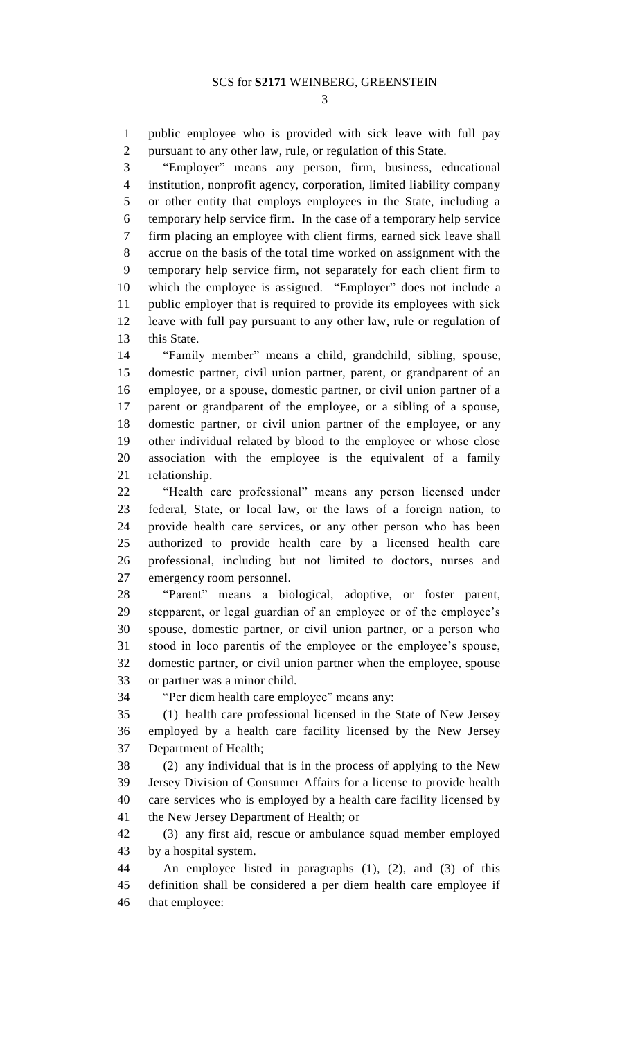public employee who is provided with sick leave with full pay pursuant to any other law, rule, or regulation of this State.

"Employer" means any person, firm, business, educational institution, nonprofit agency, corporation, limited liability company or other entity that employs employees in the State, including a temporary help service firm. In the case of a temporary help service firm placing an employee with client firms, earned sick leave shall accrue on the basis of the total time worked on assignment with the temporary help service firm, not separately for each client firm to which the employee is assigned. "Employer" does not include a public employer that is required to provide its employees with sick leave with full pay pursuant to any other law, rule or regulation of this State.

"Family member" means a child, grandchild, sibling, spouse, domestic partner, civil union partner, parent, or grandparent of an employee, or a spouse, domestic partner, or civil union partner of a parent or grandparent of the employee, or a sibling of a spouse, domestic partner, or civil union partner of the employee, or any other individual related by blood to the employee or whose close association with the employee is the equivalent of a family relationship.

"Health care professional" means any person licensed under federal, State, or local law, or the laws of a foreign nation, to provide health care services, or any other person who has been authorized to provide health care by a licensed health care professional, including but not limited to doctors, nurses and emergency room personnel.

"Parent" means a biological, adoptive, or foster parent, stepparent, or legal guardian of an employee or of the employee's spouse, domestic partner, or civil union partner, or a person who stood in loco parentis of the employee or the employee's spouse, domestic partner, or civil union partner when the employee, spouse or partner was a minor child.

"Per diem health care employee" means any:

(1) health care professional licensed in the State of New Jersey employed by a health care facility licensed by the New Jersey Department of Health;

(2) any individual that is in the process of applying to the New Jersey Division of Consumer Affairs for a license to provide health care services who is employed by a health care facility licensed by the New Jersey Department of Health; or

(3) any first aid, rescue or ambulance squad member employed by a hospital system.

An employee listed in paragraphs (1), (2), and (3) of this definition shall be considered a per diem health care employee if that employee: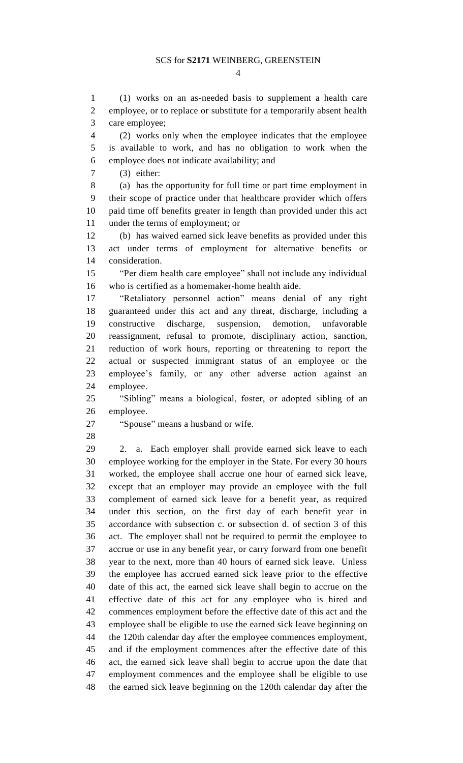(1) works on an as-needed basis to supplement a health care employee, or to replace or substitute for a temporarily absent health care employee;

(2) works only when the employee indicates that the employee is available to work, and has no obligation to work when the employee does not indicate availability; and

(3) either:

(a) has the opportunity for full time or part time employment in their scope of practice under that healthcare provider which offers paid time off benefits greater in length than provided under this act under the terms of employment; or

(b) has waived earned sick leave benefits as provided under this act under terms of employment for alternative benefits or consideration.

"Per diem health care employee" shall not include any individual who is certified as a homemaker-home health aide.

"Retaliatory personnel action" means denial of any right guaranteed under this act and any threat, discharge, including a constructive discharge, suspension, demotion, unfavorable reassignment, refusal to promote, disciplinary action, sanction, reduction of work hours, reporting or threatening to report the actual or suspected immigrant status of an employee or the employee's family, or any other adverse action against an employee.

"Sibling" means a biological, foster, or adopted sibling of an employee.

"Spouse" means a husband or wife.

2. a. Each employer shall provide earned sick leave to each employee working for the employer in the State. For every 30 hours worked, the employee shall accrue one hour of earned sick leave, except that an employer may provide an employee with the full complement of earned sick leave for a benefit year, as required under this section, on the first day of each benefit year in accordance with subsection c. or subsection d. of section 3 of this act. The employer shall not be required to permit the employee to accrue or use in any benefit year, or carry forward from one benefit year to the next, more than 40 hours of earned sick leave. Unless the employee has accrued earned sick leave prior to the effective date of this act, the earned sick leave shall begin to accrue on the effective date of this act for any employee who is hired and commences employment before the effective date of this act and the employee shall be eligible to use the earned sick leave beginning on the 120th calendar day after the employee commences employment, and if the employment commences after the effective date of this act, the earned sick leave shall begin to accrue upon the date that employment commences and the employee shall be eligible to use the earned sick leave beginning on the 120th calendar day after the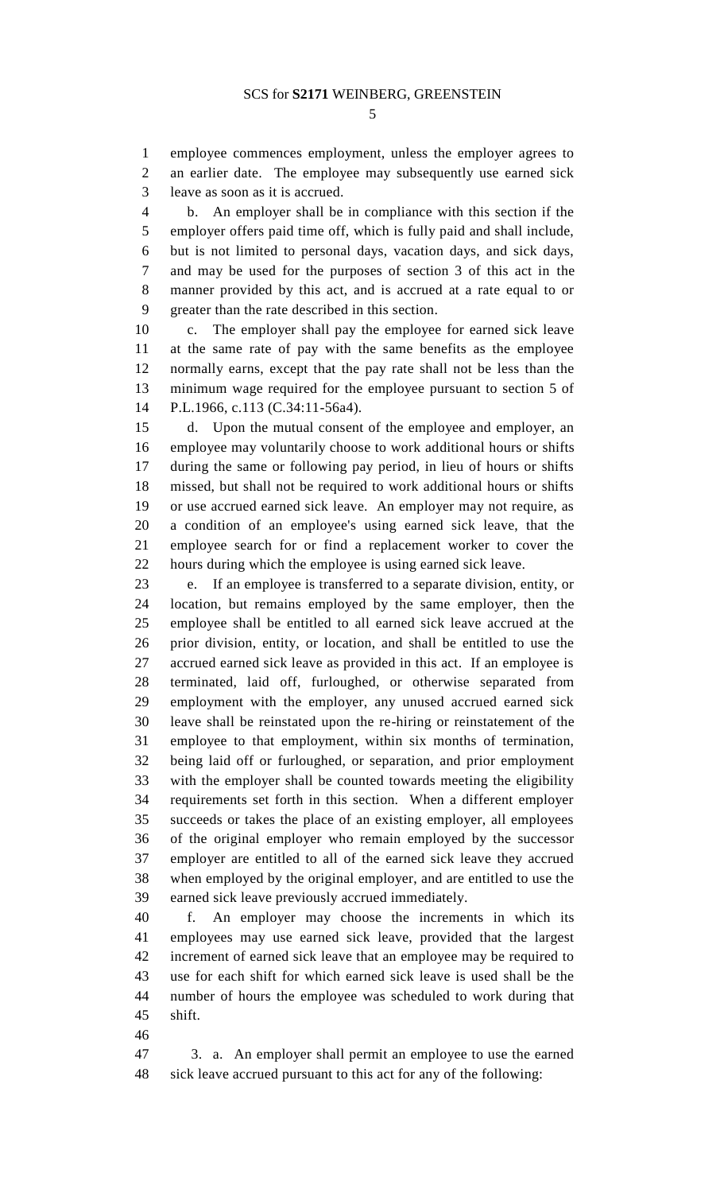employee commences employment, unless the employer agrees to an earlier date. The employee may subsequently use earned sick leave as soon as it is accrued.

b. An employer shall be in compliance with this section if the employer offers paid time off, which is fully paid and shall include, but is not limited to personal days, vacation days, and sick days, and may be used for the purposes of section 3 of this act in the manner provided by this act, and is accrued at a rate equal to or greater than the rate described in this section.

c. The employer shall pay the employee for earned sick leave at the same rate of pay with the same benefits as the employee normally earns, except that the pay rate shall not be less than the minimum wage required for the employee pursuant to section 5 of P.L.1966, c.113 (C.34:11-56a4).

d. Upon the mutual consent of the employee and employer, an employee may voluntarily choose to work additional hours or shifts during the same or following pay period, in lieu of hours or shifts missed, but shall not be required to work additional hours or shifts or use accrued earned sick leave. An employer may not require, as a condition of an employee's using earned sick leave, that the employee search for or find a replacement worker to cover the hours during which the employee is using earned sick leave.

e. If an employee is transferred to a separate division, entity, or location, but remains employed by the same employer, then the employee shall be entitled to all earned sick leave accrued at the prior division, entity, or location, and shall be entitled to use the accrued earned sick leave as provided in this act. If an employee is terminated, laid off, furloughed, or otherwise separated from employment with the employer, any unused accrued earned sick leave shall be reinstated upon the re-hiring or reinstatement of the employee to that employment, within six months of termination, being laid off or furloughed, or separation, and prior employment with the employer shall be counted towards meeting the eligibility requirements set forth in this section. When a different employer succeeds or takes the place of an existing employer, all employees of the original employer who remain employed by the successor employer are entitled to all of the earned sick leave they accrued when employed by the original employer, and are entitled to use the earned sick leave previously accrued immediately.

f. An employer may choose the increments in which its employees may use earned sick leave, provided that the largest increment of earned sick leave that an employee may be required to use for each shift for which earned sick leave is used shall be the number of hours the employee was scheduled to work during that shift.

3. a. An employer shall permit an employee to use the earned sick leave accrued pursuant to this act for any of the following: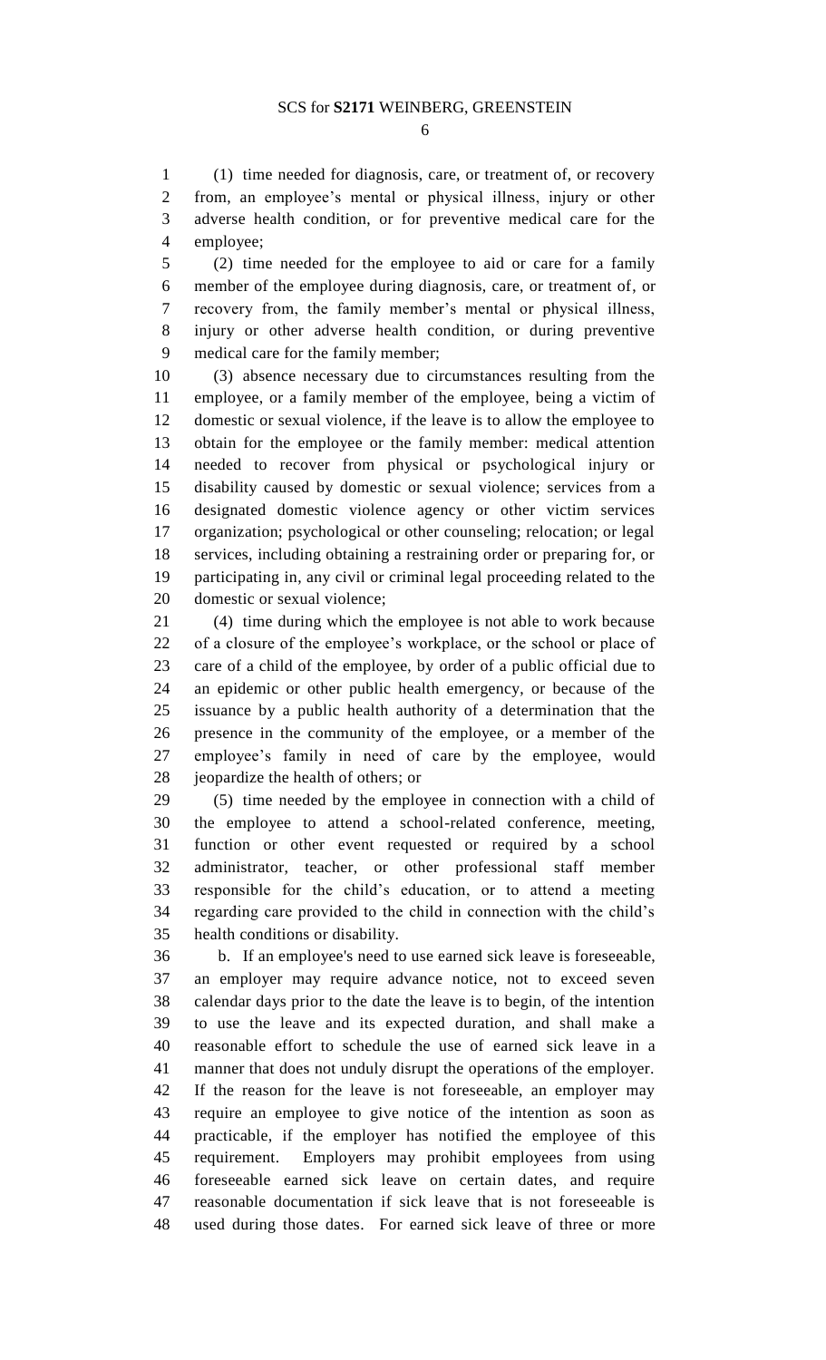(1) time needed for diagnosis, care, or treatment of, or recovery from, an employee's mental or physical illness, injury or other adverse health condition, or for preventive medical care for the employee;

(2) time needed for the employee to aid or care for a family member of the employee during diagnosis, care, or treatment of, or recovery from, the family member's mental or physical illness, injury or other adverse health condition, or during preventive medical care for the family member;

(3) absence necessary due to circumstances resulting from the employee, or a family member of the employee, being a victim of domestic or sexual violence, if the leave is to allow the employee to obtain for the employee or the family member: medical attention needed to recover from physical or psychological injury or disability caused by domestic or sexual violence; services from a designated domestic violence agency or other victim services organization; psychological or other counseling; relocation; or legal services, including obtaining a restraining order or preparing for, or participating in, any civil or criminal legal proceeding related to the domestic or sexual violence;

(4) time during which the employee is not able to work because of a closure of the employee's workplace, or the school or place of care of a child of the employee, by order of a public official due to an epidemic or other public health emergency, or because of the issuance by a public health authority of a determination that the presence in the community of the employee, or a member of the employee's family in need of care by the employee, would jeopardize the health of others; or

(5) time needed by the employee in connection with a child of the employee to attend a school-related conference, meeting, function or other event requested or required by a school administrator, teacher, or other professional staff member responsible for the child's education, or to attend a meeting regarding care provided to the child in connection with the child's health conditions or disability.

b. If an employee's need to use earned sick leave is foreseeable, an employer may require advance notice, not to exceed seven calendar days prior to the date the leave is to begin, of the intention to use the leave and its expected duration, and shall make a reasonable effort to schedule the use of earned sick leave in a manner that does not unduly disrupt the operations of the employer. If the reason for the leave is not foreseeable, an employer may require an employee to give notice of the intention as soon as practicable, if the employer has notified the employee of this requirement. Employers may prohibit employees from using foreseeable earned sick leave on certain dates, and require reasonable documentation if sick leave that is not foreseeable is used during those dates. For earned sick leave of three or more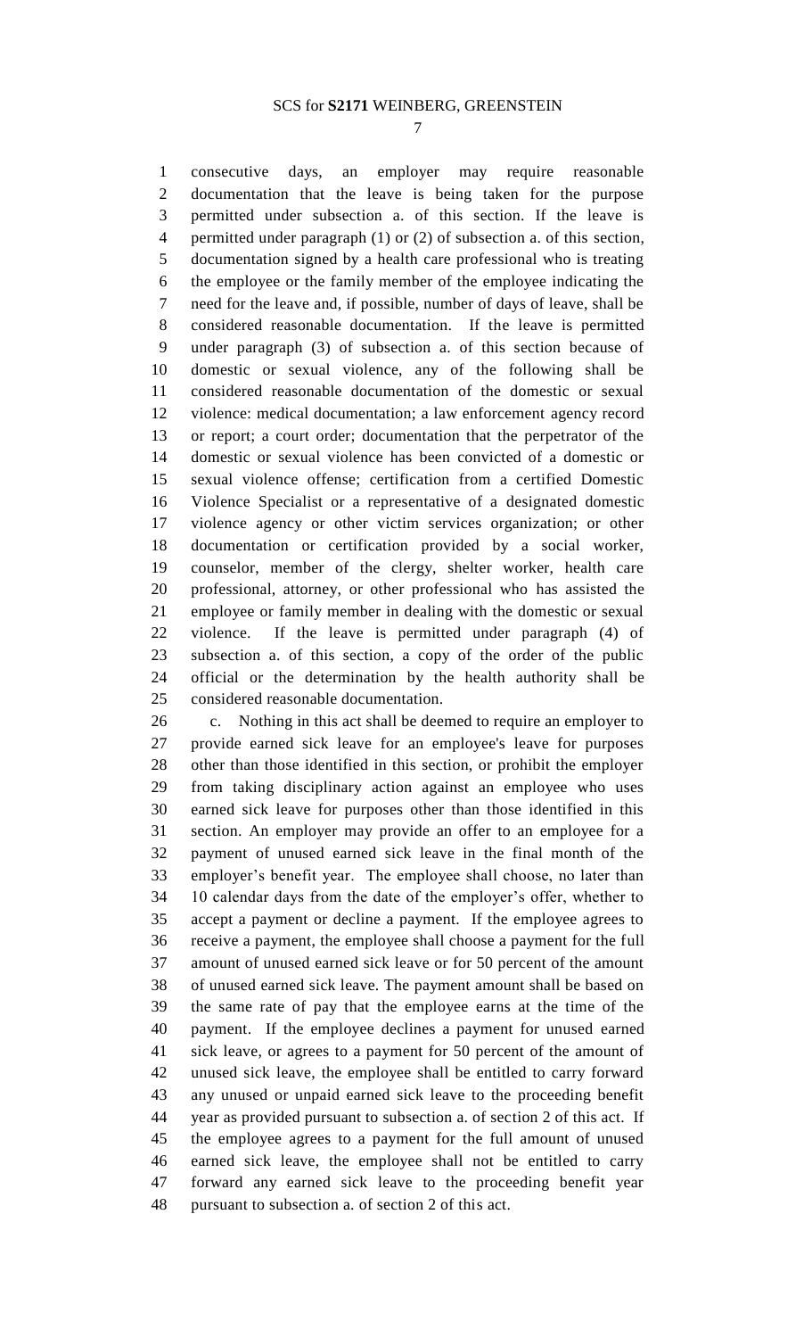consecutive days, an employer may require reasonable documentation that the leave is being taken for the purpose permitted under subsection a. of this section. If the leave is permitted under paragraph (1) or (2) of subsection a. of this section, documentation signed by a health care professional who is treating the employee or the family member of the employee indicating the need for the leave and, if possible, number of days of leave, shall be considered reasonable documentation. If the leave is permitted under paragraph (3) of subsection a. of this section because of domestic or sexual violence, any of the following shall be considered reasonable documentation of the domestic or sexual violence: medical documentation; a law enforcement agency record or report; a court order; documentation that the perpetrator of the domestic or sexual violence has been convicted of a domestic or sexual violence offense; certification from a certified Domestic Violence Specialist or a representative of a designated domestic violence agency or other victim services organization; or other documentation or certification provided by a social worker, counselor, member of the clergy, shelter worker, health care professional, attorney, or other professional who has assisted the employee or family member in dealing with the domestic or sexual violence. If the leave is permitted under paragraph (4) of subsection a. of this section, a copy of the order of the public official or the determination by the health authority shall be considered reasonable documentation.

c. Nothing in this act shall be deemed to require an employer to provide earned sick leave for an employee's leave for purposes other than those identified in this section, or prohibit the employer from taking disciplinary action against an employee who uses earned sick leave for purposes other than those identified in this section. An employer may provide an offer to an employee for a payment of unused earned sick leave in the final month of the employer's benefit year. The employee shall choose, no later than 10 calendar days from the date of the employer's offer, whether to accept a payment or decline a payment. If the employee agrees to receive a payment, the employee shall choose a payment for the full amount of unused earned sick leave or for 50 percent of the amount of unused earned sick leave. The payment amount shall be based on the same rate of pay that the employee earns at the time of the payment. If the employee declines a payment for unused earned sick leave, or agrees to a payment for 50 percent of the amount of unused sick leave, the employee shall be entitled to carry forward any unused or unpaid earned sick leave to the proceeding benefit year as provided pursuant to subsection a. of section 2 of this act. If the employee agrees to a payment for the full amount of unused earned sick leave, the employee shall not be entitled to carry forward any earned sick leave to the proceeding benefit year pursuant to subsection a. of section 2 of this act.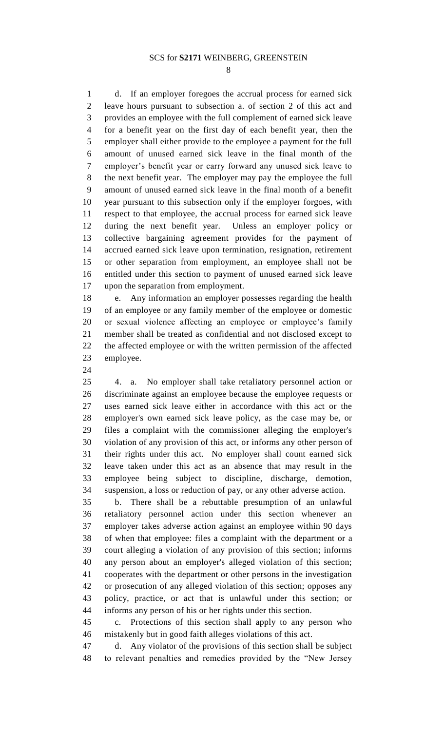d. If an employer foregoes the accrual process for earned sick leave hours pursuant to subsection a. of section 2 of this act and provides an employee with the full complement of earned sick leave for a benefit year on the first day of each benefit year, then the employer shall either provide to the employee a payment for the full amount of unused earned sick leave in the final month of the employer's benefit year or carry forward any unused sick leave to the next benefit year. The employer may pay the employee the full amount of unused earned sick leave in the final month of a benefit year pursuant to this subsection only if the employer forgoes, with respect to that employee, the accrual process for earned sick leave during the next benefit year. Unless an employer policy or collective bargaining agreement provides for the payment of accrued earned sick leave upon termination, resignation, retirement or other separation from employment, an employee shall not be entitled under this section to payment of unused earned sick leave upon the separation from employment.

e. Any information an employer possesses regarding the health of an employee or any family member of the employee or domestic or sexual violence affecting an employee or employee's family member shall be treated as confidential and not disclosed except to the affected employee or with the written permission of the affected employee.

4. a. No employer shall take retaliatory personnel action or discriminate against an employee because the employee requests or uses earned sick leave either in accordance with this act or the employer's own earned sick leave policy, as the case may be, or files a complaint with the commissioner alleging the employer's violation of any provision of this act, or informs any other person of their rights under this act. No employer shall count earned sick leave taken under this act as an absence that may result in the employee being subject to discipline, discharge, demotion, suspension, a loss or reduction of pay, or any other adverse action.

b. There shall be a rebuttable presumption of an unlawful retaliatory personnel action under this section whenever an employer takes adverse action against an employee within 90 days of when that employee: files a complaint with the department or a court alleging a violation of any provision of this section; informs any person about an employer's alleged violation of this section; cooperates with the department or other persons in the investigation or prosecution of any alleged violation of this section; opposes any policy, practice, or act that is unlawful under this section; or informs any person of his or her rights under this section.

c. Protections of this section shall apply to any person who mistakenly but in good faith alleges violations of this act.

d. Any violator of the provisions of this section shall be subject to relevant penalties and remedies provided by the "New Jersey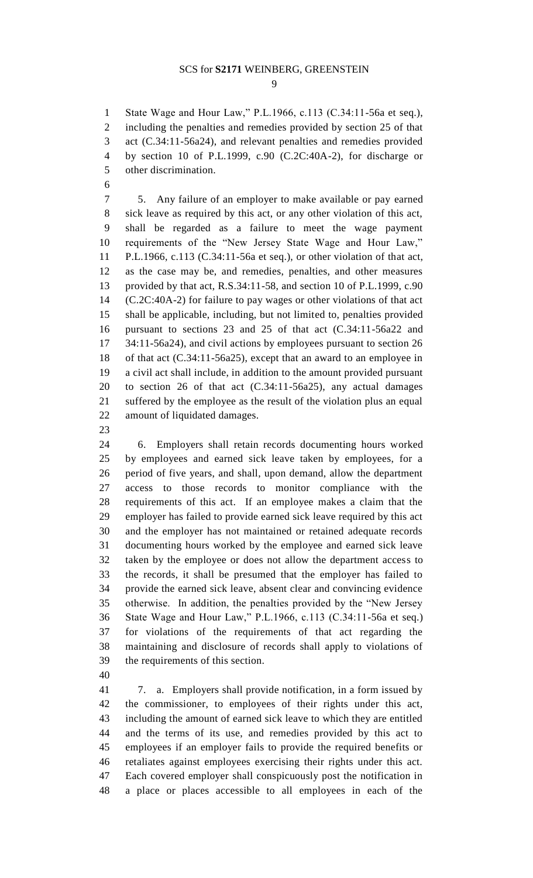State Wage and Hour Law," P.L.1966, c.113 (C.34:11-56a et seq.), including the penalties and remedies provided by section 25 of that act (C.34:11-56a24), and relevant penalties and remedies provided by section 10 of P.L.1999, c.90 (C.2C:40A-2), for discharge or other discrimination.

5. Any failure of an employer to make available or pay earned sick leave as required by this act, or any other violation of this act, shall be regarded as a failure to meet the wage payment requirements of the "New Jersey State Wage and Hour Law," P.L.1966, c.113 (C.34:11-56a et seq.), or other violation of that act, as the case may be, and remedies, penalties, and other measures provided by that act, R.S.34:11-58, and section 10 of P.L.1999, c.90 (C.2C:40A-2) for failure to pay wages or other violations of that act shall be applicable, including, but not limited to, penalties provided pursuant to sections 23 and 25 of that act (C.34:11-56a22 and 34:11-56a24), and civil actions by employees pursuant to section 26 of that act (C.34:11-56a25), except that an award to an employee in a civil act shall include, in addition to the amount provided pursuant to section 26 of that act (C.34:11-56a25), any actual damages suffered by the employee as the result of the violation plus an equal amount of liquidated damages.

6. Employers shall retain records documenting hours worked by employees and earned sick leave taken by employees, for a period of five years, and shall, upon demand, allow the department access to those records to monitor compliance with the requirements of this act. If an employee makes a claim that the employer has failed to provide earned sick leave required by this act and the employer has not maintained or retained adequate records documenting hours worked by the employee and earned sick leave taken by the employee or does not allow the department access to the records, it shall be presumed that the employer has failed to provide the earned sick leave, absent clear and convincing evidence otherwise. In addition, the penalties provided by the "New Jersey State Wage and Hour Law," P.L.1966, c.113 (C.34:11-56a et seq.) for violations of the requirements of that act regarding the maintaining and disclosure of records shall apply to violations of the requirements of this section.

7. a. Employers shall provide notification, in a form issued by the commissioner, to employees of their rights under this act, including the amount of earned sick leave to which they are entitled and the terms of its use, and remedies provided by this act to employees if an employer fails to provide the required benefits or retaliates against employees exercising their rights under this act. Each covered employer shall conspicuously post the notification in a place or places accessible to all employees in each of the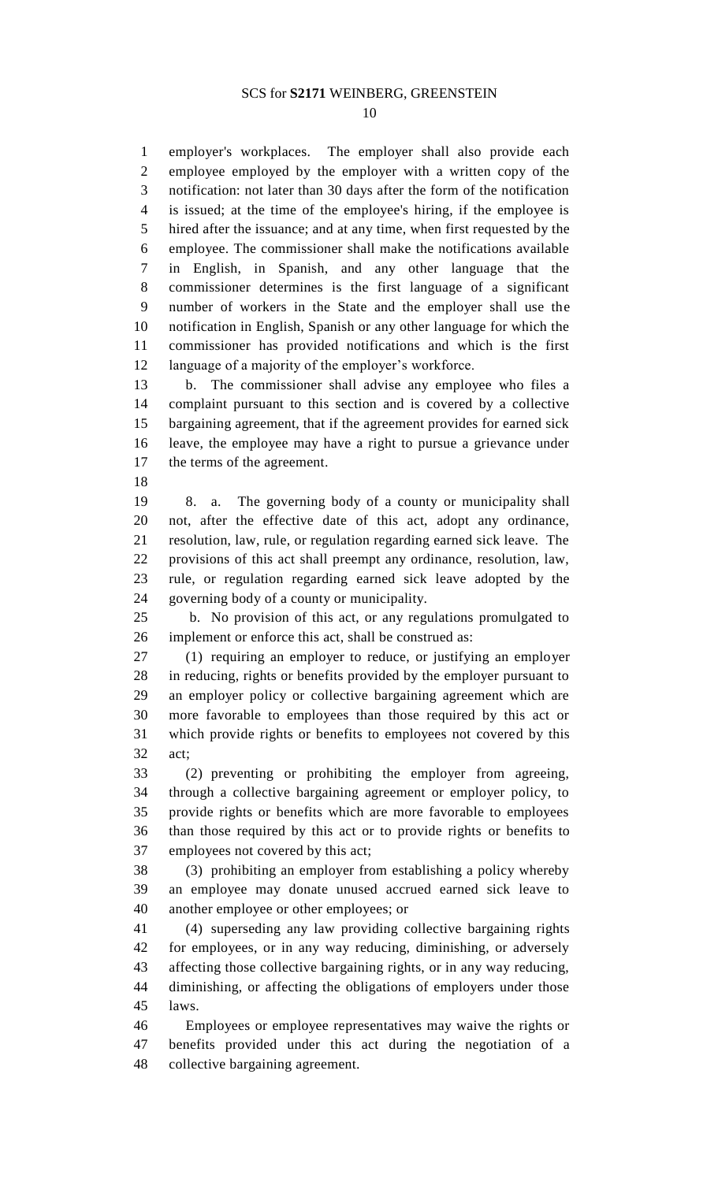employer's workplaces. The employer shall also provide each employee employed by the employer with a written copy of the notification: not later than 30 days after the form of the notification is issued; at the time of the employee's hiring, if the employee is hired after the issuance; and at any time, when first requested by the employee. The commissioner shall make the notifications available in English, in Spanish, and any other language that the commissioner determines is the first language of a significant number of workers in the State and the employer shall use the notification in English, Spanish or any other language for which the commissioner has provided notifications and which is the first language of a majority of the employer's workforce.

b. The commissioner shall advise any employee who files a complaint pursuant to this section and is covered by a collective bargaining agreement, that if the agreement provides for earned sick leave, the employee may have a right to pursue a grievance under the terms of the agreement.

8. a. The governing body of a county or municipality shall not, after the effective date of this act, adopt any ordinance, resolution, law, rule, or regulation regarding earned sick leave. The provisions of this act shall preempt any ordinance, resolution, law, rule, or regulation regarding earned sick leave adopted by the governing body of a county or municipality.

b. No provision of this act, or any regulations promulgated to implement or enforce this act, shall be construed as:

(1) requiring an employer to reduce, or justifying an employer in reducing, rights or benefits provided by the employer pursuant to an employer policy or collective bargaining agreement which are more favorable to employees than those required by this act or which provide rights or benefits to employees not covered by this act;

(2) preventing or prohibiting the employer from agreeing, through a collective bargaining agreement or employer policy, to provide rights or benefits which are more favorable to employees than those required by this act or to provide rights or benefits to employees not covered by this act;

(3) prohibiting an employer from establishing a policy whereby an employee may donate unused accrued earned sick leave to another employee or other employees; or

(4) superseding any law providing collective bargaining rights for employees, or in any way reducing, diminishing, or adversely affecting those collective bargaining rights, or in any way reducing, diminishing, or affecting the obligations of employers under those laws.

Employees or employee representatives may waive the rights or benefits provided under this act during the negotiation of a collective bargaining agreement.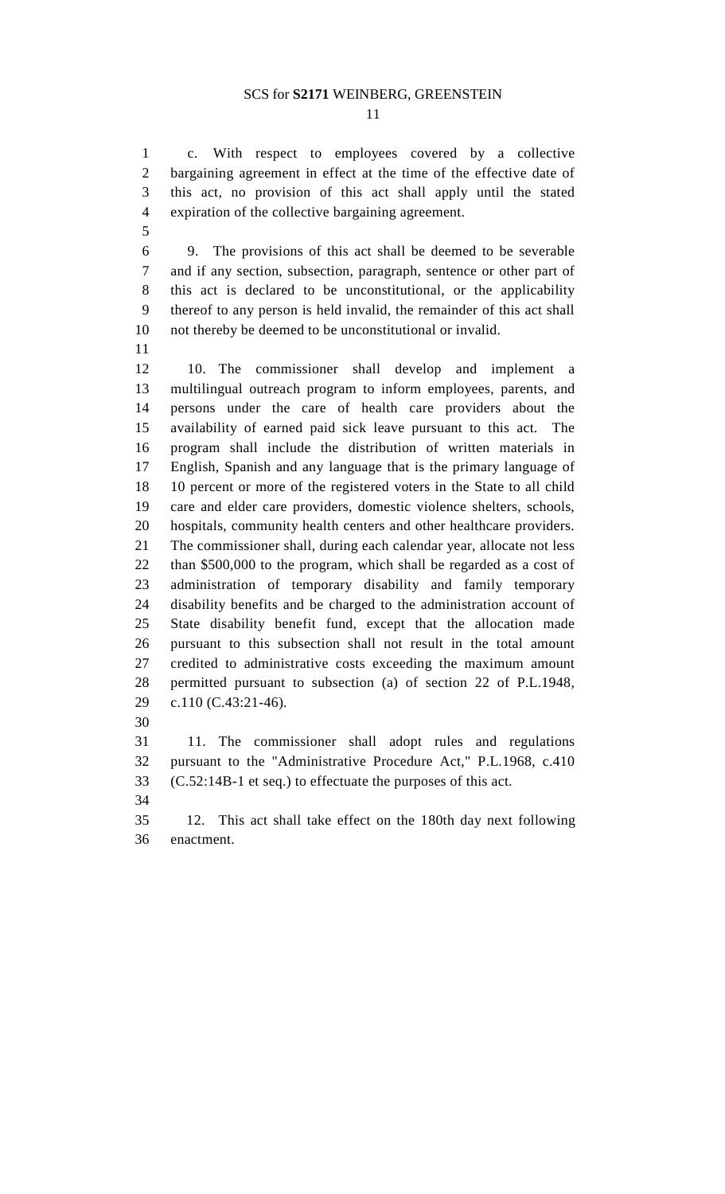c. With respect to employees covered by a collective bargaining agreement in effect at the time of the effective date of this act, no provision of this act shall apply until the stated expiration of the collective bargaining agreement.

9. The provisions of this act shall be deemed to be severable and if any section, subsection, paragraph, sentence or other part of this act is declared to be unconstitutional, or the applicability thereof to any person is held invalid, the remainder of this act shall not thereby be deemed to be unconstitutional or invalid.

10. The commissioner shall develop and implement a multilingual outreach program to inform employees, parents, and persons under the care of health care providers about the availability of earned paid sick leave pursuant to this act. The program shall include the distribution of written materials in English, Spanish and any language that is the primary language of 10 percent or more of the registered voters in the State to all child care and elder care providers, domestic violence shelters, schools, hospitals, community health centers and other healthcare providers. The commissioner shall, during each calendar year, allocate not less than $500,000 to the program, which shall be regarded as a cost of administration of temporary disability and family temporary disability benefits and be charged to the administration account of State disability benefit fund, except that the allocation made pursuant to this subsection shall not result in the total amount credited to administrative costs exceeding the maximum amount permitted pursuant to subsection (a) of section 22 of P.L.1948, c.110 (C.43:21-46).

11. The commissioner shall adopt rules and regulations pursuant to the "Administrative Procedure Act," P.L.1968, c.410 (C.52:14B-1 et seq.) to effectuate the purposes of this act.

12. This act shall take effect on the 180th day next following enactment.